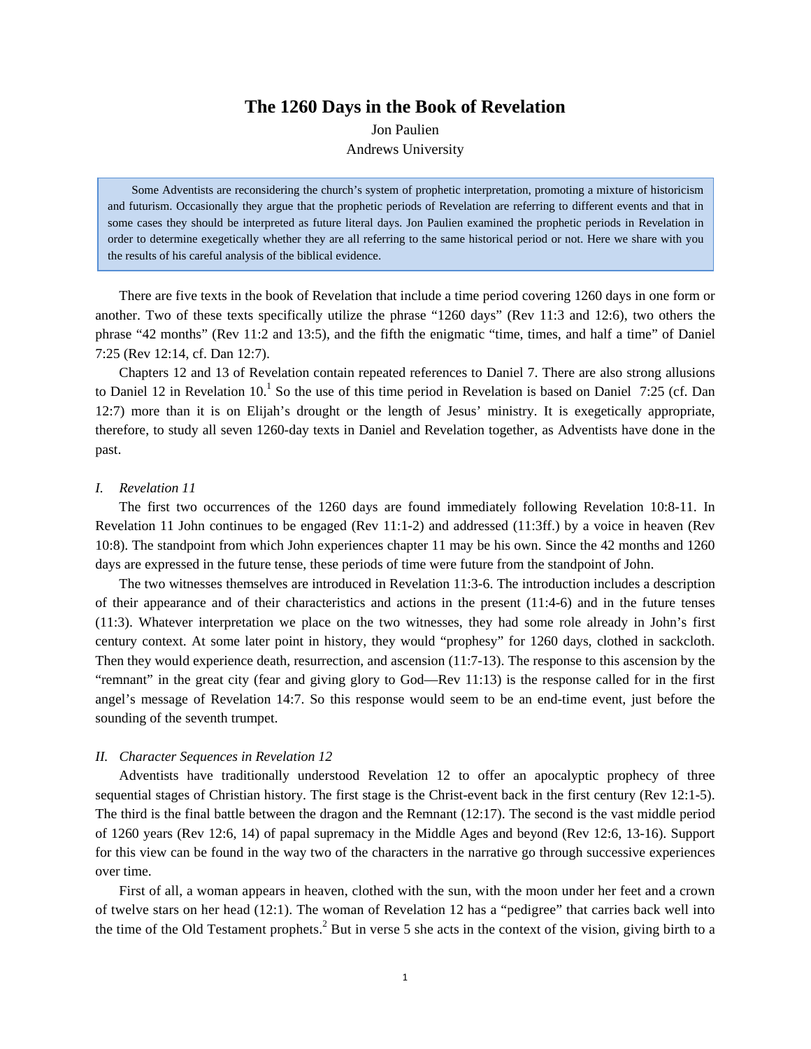# The 1260 Days in the Book of Revelation

Jon Paulien
Andrews University

> Some Adventists are reconsidering the church's system of prophetic interpretation, promoting a mixture of historicism and futurism. Occasionally they argue that the prophetic periods of Revelation are referring to different events and that in some cases they should be interpreted as future literal days. Jon Paulien examined the prophetic periods in Revelation in order to determine exegetically whether they are all referring to the same historical period or not. Here we share with you the results of his careful analysis of the biblical evidence.

There are five texts in the book of Revelation that include a time period covering 1260 days in one form or another. Two of these texts specifically utilize the phrase "1260 days" (Rev 11:3 and 12:6), two others the phrase "42 months" (Rev 11:2 and 13:5), and the fifth the enigmatic "time, times, and half a time" of Daniel 7:25 (Rev 12:14, cf. Dan 12:7).

Chapters 12 and 13 of Revelation contain repeated references to Daniel 7. There are also strong allusions to Daniel 12 in Revelation 10.[1] So the use of this time period in Revelation is based on Daniel 7:25 (cf. Dan 12:7) more than it is on Elijah's drought or the length of Jesus' ministry. It is exegetically appropriate, therefore, to study all seven 1260-day texts in Daniel and Revelation together, as Adventists have done in the past.

## I. *Revelation 11*

The first two occurrences of the 1260 days are found immediately following Revelation 10:8-11. In Revelation 11 John continues to be engaged (Rev 11:1-2) and addressed (11:3ff.) by a voice in heaven (Rev 10:8). The standpoint from which John experiences chapter 11 may be his own. Since the 42 months and 1260 days are expressed in the future tense, these periods of time were future from the standpoint of John.

The two witnesses themselves are introduced in Revelation 11:3-6. The introduction includes a description of their appearance and of their characteristics and actions in the present (11:4-6) and in the future tenses (11:3). Whatever interpretation we place on the two witnesses, they had some role already in John's first century context. At some later point in history, they would "prophesy" for 1260 days, clothed in sackcloth. Then they would experience death, resurrection, and ascension (11:7-13). The response to this ascension by the "remnant" in the great city (fear and giving glory to God—Rev 11:13) is the response called for in the first angel's message of Revelation 14:7. So this response would seem to be an end-time event, just before the sounding of the seventh trumpet.

## II. *Character Sequences in Revelation 12*

Adventists have traditionally understood Revelation 12 to offer an apocalyptic prophecy of three sequential stages of Christian history. The first stage is the Christ-event back in the first century (Rev 12:1-5). The third is the final battle between the dragon and the Remnant (12:17). The second is the vast middle period of 1260 years (Rev 12:6, 14) of papal supremacy in the Middle Ages and beyond (Rev 12:6, 13-16). Support for this view can be found in the way two of the characters in the narrative go through successive experiences over time.

First of all, a woman appears in heaven, clothed with the sun, with the moon under her feet and a crown of twelve stars on her head (12:1). The woman of Revelation 12 has a "pedigree" that carries back well into the time of the Old Testament prophets.[2] But in verse 5 she acts in the context of the vision, giving birth to a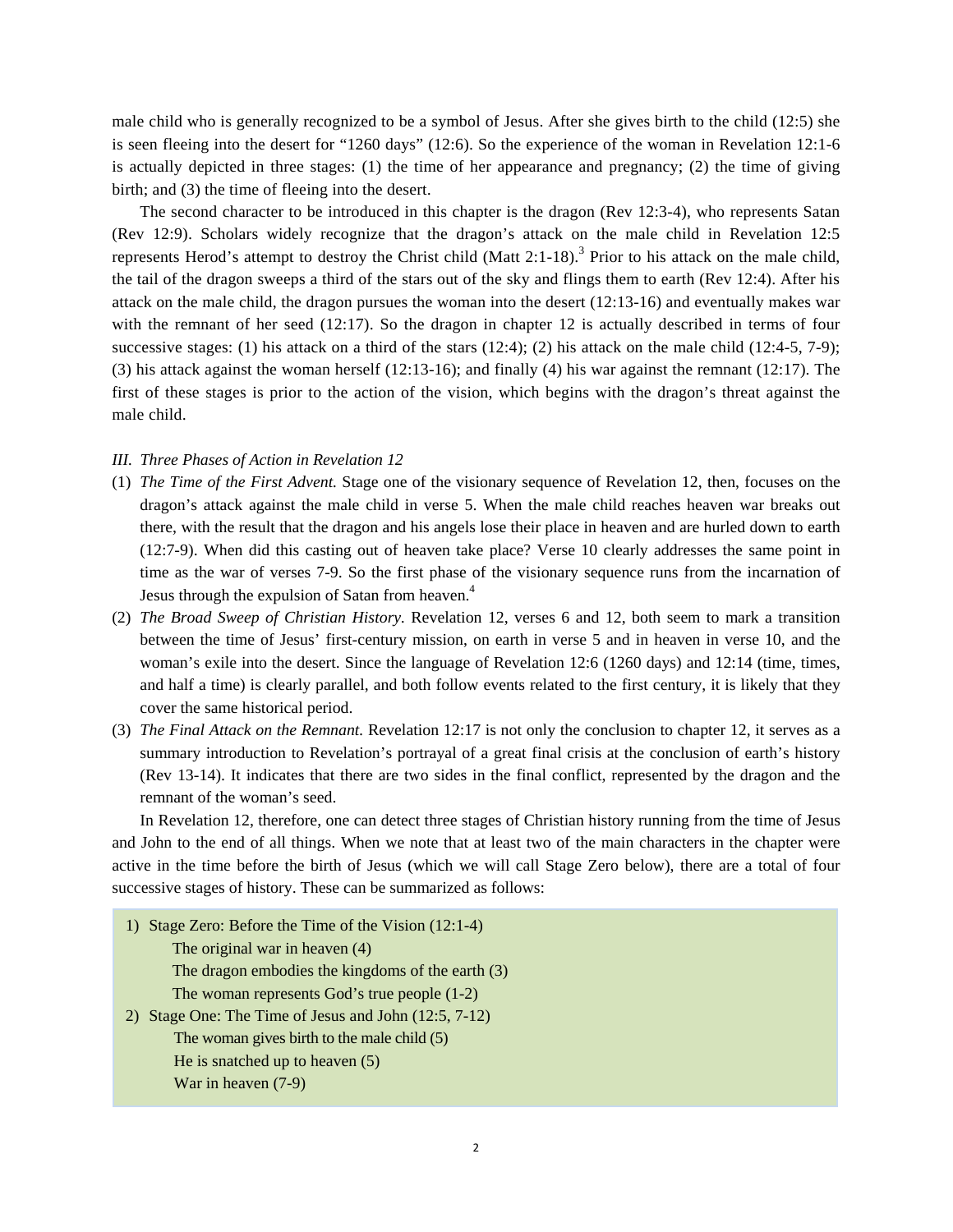male child who is generally recognized to be a symbol of Jesus. After she gives birth to the child (12:5) she is seen fleeing into the desert for "1260 days" (12:6). So the experience of the woman in Revelation 12:1-6 is actually depicted in three stages: (1) the time of her appearance and pregnancy; (2) the time of giving birth; and (3) the time of fleeing into the desert.

The second character to be introduced in this chapter is the dragon (Rev 12:3-4), who represents Satan (Rev 12:9). Scholars widely recognize that the dragon's attack on the male child in Revelation 12:5 represents Herod's attempt to destroy the Christ child (Matt 2:1-18).[3] Prior to his attack on the male child, the tail of the dragon sweeps a third of the stars out of the sky and flings them to earth (Rev 12:4). After his attack on the male child, the dragon pursues the woman into the desert (12:13-16) and eventually makes war with the remnant of her seed (12:17). So the dragon in chapter 12 is actually described in terms of four successive stages: (1) his attack on a third of the stars (12:4); (2) his attack on the male child (12:4-5, 7-9); (3) his attack against the woman herself (12:13-16); and finally (4) his war against the remnant (12:17). The first of these stages is prior to the action of the vision, which begins with the dragon's threat against the male child.

*III. Three Phases of Action in Revelation 12*

(1) *The Time of the First Advent.* Stage one of the visionary sequence of Revelation 12, then, focuses on the dragon's attack against the male child in verse 5. When the male child reaches heaven war breaks out there, with the result that the dragon and his angels lose their place in heaven and are hurled down to earth (12:7-9). When did this casting out of heaven take place? Verse 10 clearly addresses the same point in time as the war of verses 7-9. So the first phase of the visionary sequence runs from the incarnation of Jesus through the expulsion of Satan from heaven.[4]

(2) *The Broad Sweep of Christian History.* Revelation 12, verses 6 and 12, both seem to mark a transition between the time of Jesus' first-century mission, on earth in verse 5 and in heaven in verse 10, and the woman's exile into the desert. Since the language of Revelation 12:6 (1260 days) and 12:14 (time, times, and half a time) is clearly parallel, and both follow events related to the first century, it is likely that they cover the same historical period.

(3) *The Final Attack on the Remnant.* Revelation 12:17 is not only the conclusion to chapter 12, it serves as a summary introduction to Revelation's portrayal of a great final crisis at the conclusion of earth's history (Rev 13-14). It indicates that there are two sides in the final conflict, represented by the dragon and the remnant of the woman's seed.

In Revelation 12, therefore, one can detect three stages of Christian history running from the time of Jesus and John to the end of all things. When we note that at least two of the main characters in the chapter were active in the time before the birth of Jesus (which we will call Stage Zero below), there are a total of four successive stages of history. These can be summarized as follows:

1) Stage Zero: Before the Time of the Vision (12:1-4)
   - The original war in heaven (4)
   - The dragon embodies the kingdoms of the earth (3)
   - The woman represents God's true people (1-2)
2) Stage One: The Time of Jesus and John (12:5, 7-12)
   - The woman gives birth to the male child (5)
   - He is snatched up to heaven (5)
   - War in heaven (7-9)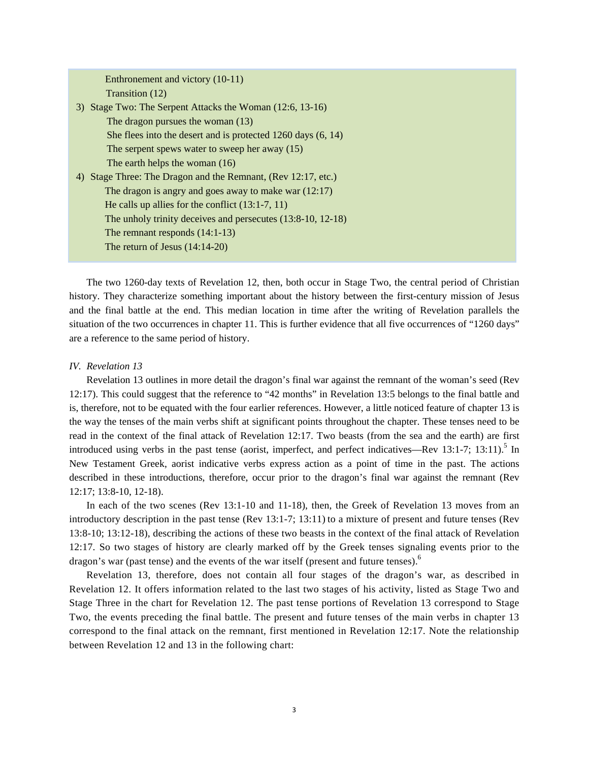Enthronement and victory (10-11)
    Transition (12)
3) Stage Two: The Serpent Attacks the Woman (12:6, 13-16)
    The dragon pursues the woman (13)
    She flees into the desert and is protected 1260 days (6, 14)
    The serpent spews water to sweep her away (15)
    The earth helps the woman (16)
4) Stage Three: The Dragon and the Remnant, (Rev 12:17, etc.)
    The dragon is angry and goes away to make war (12:17)
    He calls up allies for the conflict (13:1-7, 11)
    The unholy trinity deceives and persecutes (13:8-10, 12-18)
    The remnant responds (14:1-13)
    The return of Jesus (14:14-20)

The two 1260-day texts of Revelation 12, then, both occur in Stage Two, the central period of Christian history. They characterize something important about the history between the first-century mission of Jesus and the final battle at the end. This median location in time after the writing of Revelation parallels the situation of the two occurrences in chapter 11. This is further evidence that all five occurrences of "1260 days" are a reference to the same period of history.

*IV. Revelation 13*

Revelation 13 outlines in more detail the dragon's final war against the remnant of the woman's seed (Rev 12:17). This could suggest that the reference to "42 months" in Revelation 13:5 belongs to the final battle and is, therefore, not to be equated with the four earlier references. However, a little noticed feature of chapter 13 is the way the tenses of the main verbs shift at significant points throughout the chapter. These tenses need to be read in the context of the final attack of Revelation 12:17. Two beasts (from the sea and the earth) are first introduced using verbs in the past tense (aorist, imperfect, and perfect indicatives—Rev 13:1-7; 13:11).[5] In New Testament Greek, aorist indicative verbs express action as a point of time in the past. The actions described in these introductions, therefore, occur prior to the dragon's final war against the remnant (Rev 12:17; 13:8-10, 12-18).

In each of the two scenes (Rev 13:1-10 and 11-18), then, the Greek of Revelation 13 moves from an introductory description in the past tense (Rev 13:1-7; 13:11) to a mixture of present and future tenses (Rev 13:8-10; 13:12-18), describing the actions of these two beasts in the context of the final attack of Revelation 12:17. So two stages of history are clearly marked off by the Greek tenses signaling events prior to the dragon's war (past tense) and the events of the war itself (present and future tenses).[6]

Revelation 13, therefore, does not contain all four stages of the dragon's war, as described in Revelation 12. It offers information related to the last two stages of his activity, listed as Stage Two and Stage Three in the chart for Revelation 12. The past tense portions of Revelation 13 correspond to Stage Two, the events preceding the final battle. The present and future tenses of the main verbs in chapter 13 correspond to the final attack on the remnant, first mentioned in Revelation 12:17. Note the relationship between Revelation 12 and 13 in the following chart: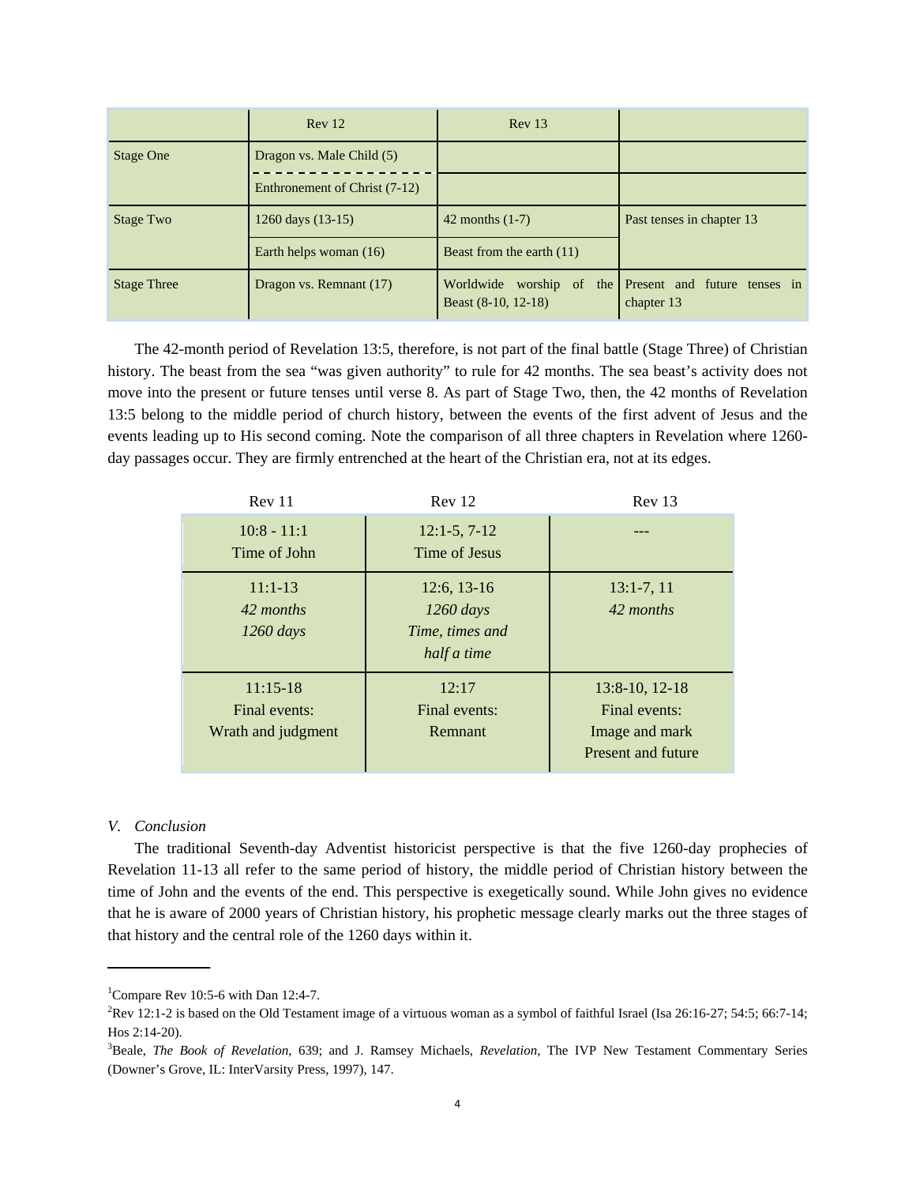| | Rev 12 | Rev 13 | |
|---|---|---|---|
| Stage One | Dragon vs. Male Child (5) | | |
| | Enthronement of Christ (7-12) | | |
| Stage Two | 1260 days (13-15) | 42 months (1-7) | Past tenses in chapter 13 |
| | Earth helps woman (16) | Beast from the earth (11) | |
| Stage Three | Dragon vs. Remnant (17) | Worldwide worship of the Beast (8-10, 12-18) | Present and future tenses in chapter 13 |

The 42-month period of Revelation 13:5, therefore, is not part of the final battle (Stage Three) of Christian history. The beast from the sea "was given authority" to rule for 42 months. The sea beast's activity does not move into the present or future tenses until verse 8. As part of Stage Two, then, the 42 months of Revelation 13:5 belong to the middle period of church history, between the events of the first advent of Jesus and the events leading up to His second coming. Note the comparison of all three chapters in Revelation where 1260-day passages occur. They are firmly entrenched at the heart of the Christian era, not at its edges.

| Rev 11 | Rev 12 | Rev 13 |
|---|---|---|
| 10:8 - 11:1<br>Time of John | 12:1-5, 7-12<br>Time of Jesus | --- |
| 11:1-13<br>*42 months*<br>*1260 days* | 12:6, 13-16<br>*1260 days*<br>*Time, times and half a time* | 13:1-7, 11<br>*42 months* |
| 11:15-18<br>Final events:<br>Wrath and judgment | 12:17<br>Final events:<br>Remnant | 13:8-10, 12-18<br>Final events:<br>Image and mark<br>Present and future |

## *V. Conclusion*

The traditional Seventh-day Adventist historicist perspective is that the five 1260-day prophecies of Revelation 11-13 all refer to the same period of history, the middle period of Christian history between the time of John and the events of the end. This perspective is exegetically sound. While John gives no evidence that he is aware of 2000 years of Christian history, his prophetic message clearly marks out the three stages of that history and the central role of the 1260 days within it.

---

[1]Compare Rev 10:5-6 with Dan 12:4-7.

[2]Rev 12:1-2 is based on the Old Testament image of a virtuous woman as a symbol of faithful Israel (Isa 26:16-27; 54:5; 66:7-14; Hos 2:14-20).

[3]Beale, *The Book of Revelation*, 639; and J. Ramsey Michaels, *Revelation*, The IVP New Testament Commentary Series (Downer's Grove, IL: InterVarsity Press, 1997), 147.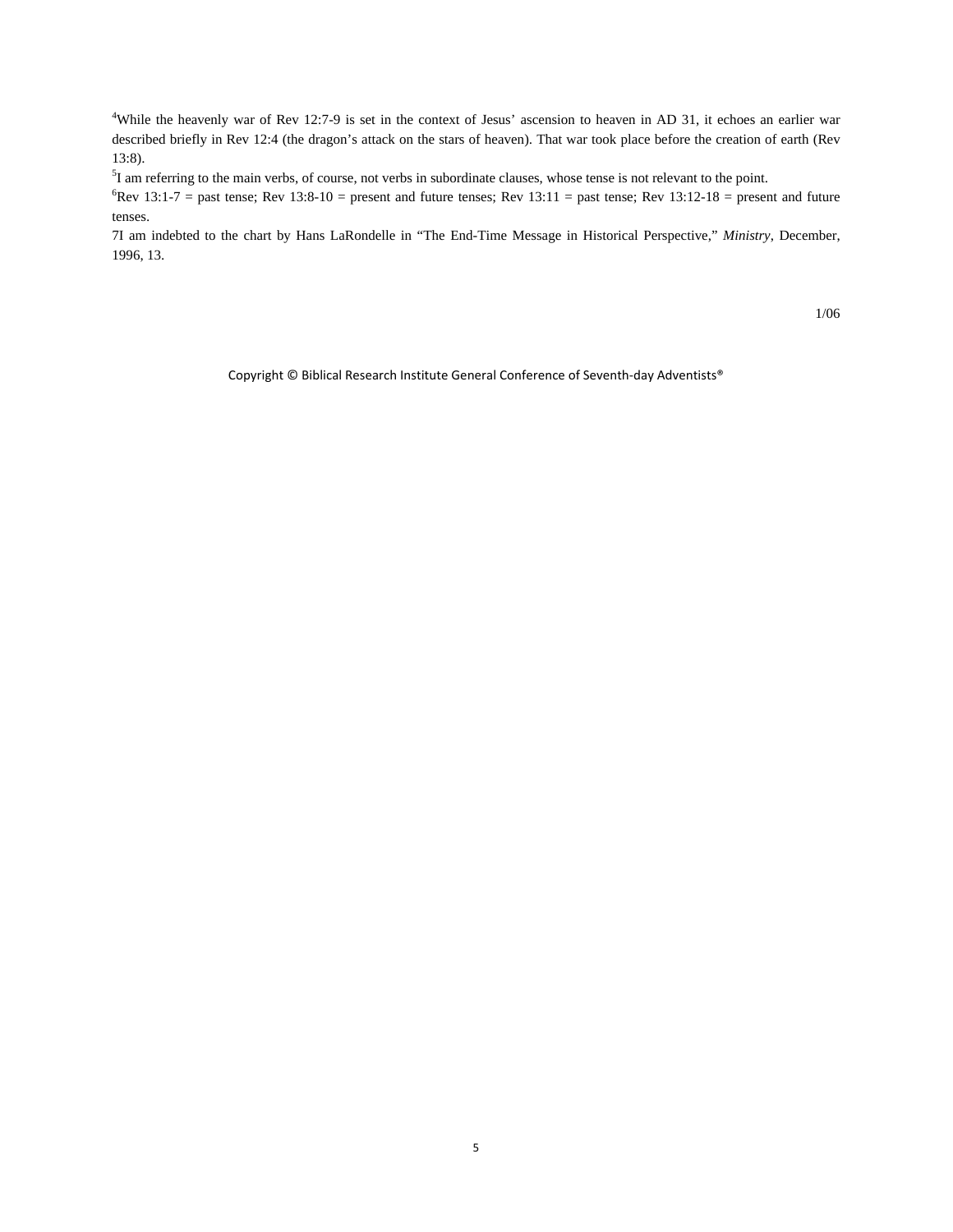[4]While the heavenly war of Rev 12:7-9 is set in the context of Jesus' ascension to heaven in AD 31, it echoes an earlier war described briefly in Rev 12:4 (the dragon's attack on the stars of heaven). That war took place before the creation of earth (Rev 13:8).

[5]I am referring to the main verbs, of course, not verbs in subordinate clauses, whose tense is not relevant to the point.

[6]Rev 13:1-7 = past tense; Rev 13:8-10 = present and future tenses; Rev 13:11 = past tense; Rev 13:12-18 = present and future tenses.

7I am indebted to the chart by Hans LaRondelle in "The End-Time Message in Historical Perspective," *Ministry*, December, 1996, 13.

1/06

Copyright © Biblical Research Institute General Conference of Seventh-day Adventists®